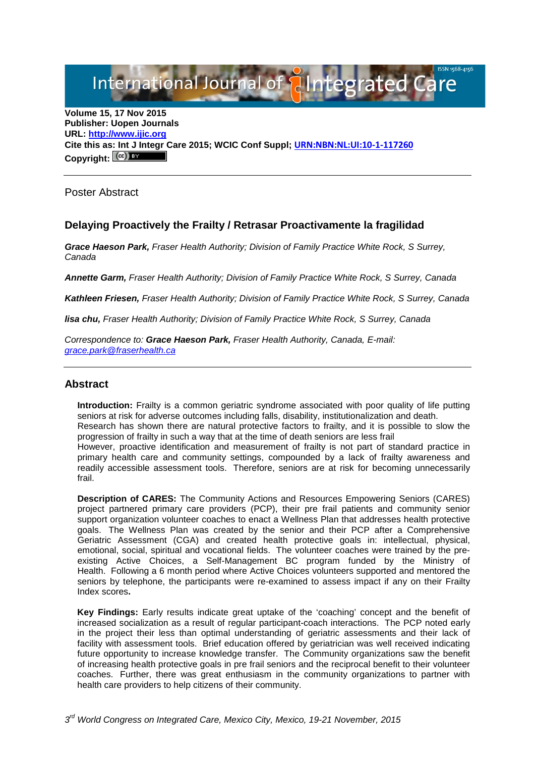Volume 15, 17 Nov 2015
**Publisher: Uopen Journals**
**URL: [http://www.ijic.org](http://www.ijic.org)**
**Cite this as: Int J Integr Care 2015; WCIC Conf Suppl; [URN:NBN:NL:UI:10-1-117260](URN:NBN:NL:UI:10-1-117260)**
**Copyright:**

---

Poster Abstract

## Delaying Proactively the Frailty / Retrasar Proactivamente la fragilidad

***Grace Haeson Park,*** *Fraser Health Authority; Division of Family Practice White Rock, S Surrey, Canada*

***Annette Garm,*** *Fraser Health Authority; Division of Family Practice White Rock, S Surrey, Canada*

***Kathleen Friesen,*** *Fraser Health Authority; Division of Family Practice White Rock, S Surrey, Canada*

***lisa chu,*** *Fraser Health Authority; Division of Family Practice White Rock, S Surrey, Canada*

*Correspondence to:* ***Grace Haeson Park,*** *Fraser Health Authority, Canada, E-mail: [grace.park@fraserhealth.ca](mailto:grace.park@fraserhealth.ca)*

---

## Abstract

**Introduction:** Frailty is a common geriatric syndrome associated with poor quality of life putting seniors at risk for adverse outcomes including falls, disability, institutionalization and death.
Research has shown there are natural protective factors to frailty, and it is possible to slow the progression of frailty in such a way that at the time of death seniors are less frail
However, proactive identification and measurement of frailty is not part of standard practice in primary health care and community settings, compounded by a lack of frailty awareness and readily accessible assessment tools. Therefore, seniors are at risk for becoming unnecessarily frail.

**Description of CARES:** The Community Actions and Resources Empowering Seniors (CARES) project partnered primary care providers (PCP), their pre frail patients and community senior support organization volunteer coaches to enact a Wellness Plan that addresses health protective goals. The Wellness Plan was created by the senior and their PCP after a Comprehensive Geriatric Assessment (CGA) and created health protective goals in: intellectual, physical, emotional, social, spiritual and vocational fields. The volunteer coaches were trained by the pre-existing Active Choices, a Self-Management BC program funded by the Ministry of Health. Following a 6 month period where Active Choices volunteers supported and mentored the seniors by telephone, the participants were re-examined to assess impact if any on their Frailty Index scores**.**

**Key Findings:** Early results indicate great uptake of the 'coaching' concept and the benefit of increased socialization as a result of regular participant-coach interactions. The PCP noted early in the project their less than optimal understanding of geriatric assessments and their lack of facility with assessment tools. Brief education offered by geriatrician was well received indicating future opportunity to increase knowledge transfer. The Community organizations saw the benefit of increasing health protective goals in pre frail seniors and the reciprocal benefit to their volunteer coaches. Further, there was great enthusiasm in the community organizations to partner with health care providers to help citizens of their community.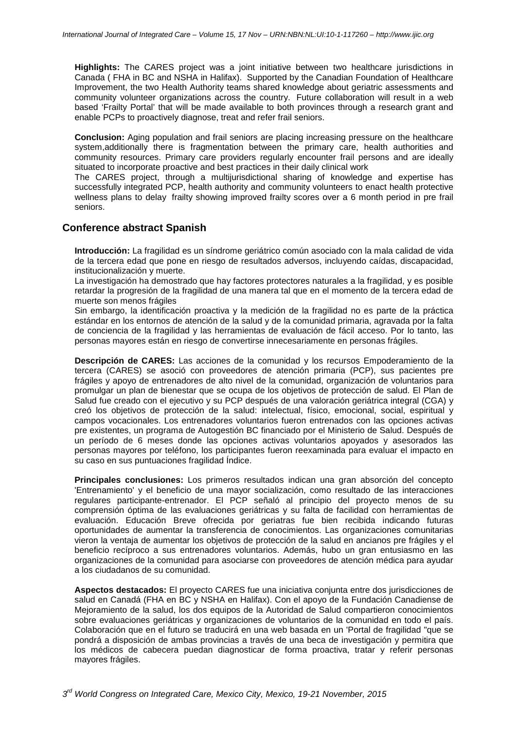**Highlights:** The CARES project was a joint initiative between two healthcare jurisdictions in Canada ( FHA in BC and NSHA in Halifax). Supported by the Canadian Foundation of Healthcare Improvement, the two Health Authority teams shared knowledge about geriatric assessments and community volunteer organizations across the country. Future collaboration will result in a web based 'Frailty Portal' that will be made available to both provinces through a research grant and enable PCPs to proactively diagnose, treat and refer frail seniors.

**Conclusion:** Aging population and frail seniors are placing increasing pressure on the healthcare system,additionally there is fragmentation between the primary care, health authorities and community resources. Primary care providers regularly encounter frail persons and are ideally situated to incorporate proactive and best practices in their daily clinical work

The CARES project, through a multijurisdictional sharing of knowledge and expertise has successfully integrated PCP, health authority and community volunteers to enact health protective wellness plans to delay frailty showing improved frailty scores over a 6 month period in pre frail seniors.

## Conference abstract Spanish

**Introducción:** La fragilidad es un síndrome geriátrico común asociado con la mala calidad de vida de la tercera edad que pone en riesgo de resultados adversos, incluyendo caídas, discapacidad, institucionalización y muerte.

La investigación ha demostrado que hay factores protectores naturales a la fragilidad, y es posible retardar la progresión de la fragilidad de una manera tal que en el momento de la tercera edad de muerte son menos frágiles

Sin embargo, la identificación proactiva y la medición de la fragilidad no es parte de la práctica estándar en los entornos de atención de la salud y de la comunidad primaria, agravada por la falta de conciencia de la fragilidad y las herramientas de evaluación de fácil acceso. Por lo tanto, las personas mayores están en riesgo de convertirse innecesariamente en personas frágiles.

**Descripción de CARES:** Las acciones de la comunidad y los recursos Empoderamiento de la tercera (CARES) se asoció con proveedores de atención primaria (PCP), sus pacientes pre frágiles y apoyo de entrenadores de alto nivel de la comunidad, organización de voluntarios para promulgar un plan de bienestar que se ocupa de los objetivos de protección de salud. El Plan de Salud fue creado con el ejecutivo y su PCP después de una valoración geriátrica integral (CGA) y creó los objetivos de protección de la salud: intelectual, físico, emocional, social, espiritual y campos vocacionales. Los entrenadores voluntarios fueron entrenados con las opciones activas pre existentes, un programa de Autogestión BC financiado por el Ministerio de Salud. Después de un período de 6 meses donde las opciones activas voluntarios apoyados y asesorados las personas mayores por teléfono, los participantes fueron reexaminada para evaluar el impacto en su caso en sus puntuaciones fragilidad Índice.

**Principales conclusiones:** Los primeros resultados indican una gran absorción del concepto 'Entrenamiento' y el beneficio de una mayor socialización, como resultado de las interacciones regulares participante-entrenador. El PCP señaló al principio del proyecto menos de su comprensión óptima de las evaluaciones geriátricas y su falta de facilidad con herramientas de evaluación. Educación Breve ofrecida por geriatras fue bien recibida indicando futuras oportunidades de aumentar la transferencia de conocimientos. Las organizaciones comunitarias vieron la ventaja de aumentar los objetivos de protección de la salud en ancianos pre frágiles y el beneficio recíproco a sus entrenadores voluntarios. Además, hubo un gran entusiasmo en las organizaciones de la comunidad para asociarse con proveedores de atención médica para ayudar a los ciudadanos de su comunidad.

**Aspectos destacados:** El proyecto CARES fue una iniciativa conjunta entre dos jurisdicciones de salud en Canadá (FHA en BC y NSHA en Halifax). Con el apoyo de la Fundación Canadiense de Mejoramiento de la salud, los dos equipos de la Autoridad de Salud compartieron conocimientos sobre evaluaciones geriátricas y organizaciones de voluntarios de la comunidad en todo el país. Colaboración que en el futuro se traducirá en una web basada en un 'Portal de fragilidad "que se pondrá a disposición de ambas provincias a través de una beca de investigación y permitira que los médicos de cabecera puedan diagnosticar de forma proactiva, tratar y referir personas mayores frágiles.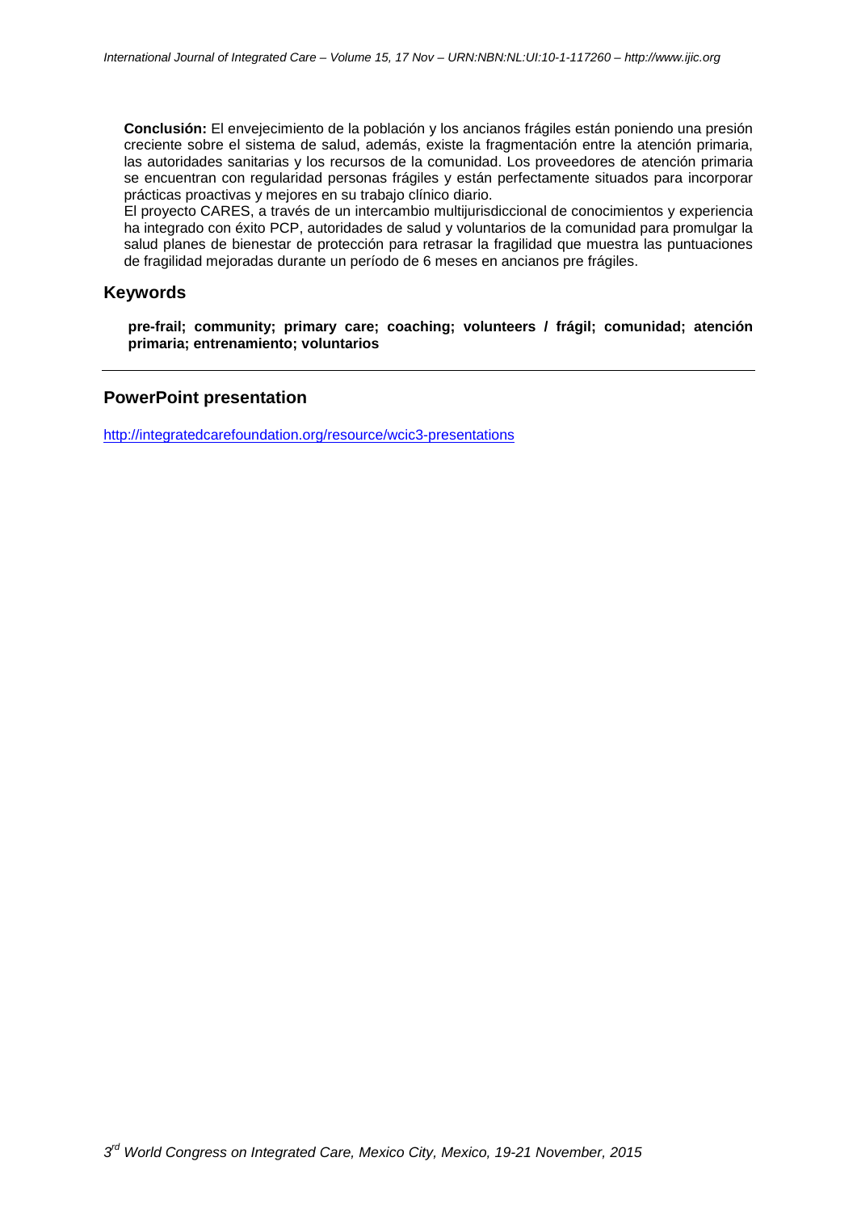**Conclusión:** El envejecimiento de la población y los ancianos frágiles están poniendo una presión creciente sobre el sistema de salud, además, existe la fragmentación entre la atención primaria, las autoridades sanitarias y los recursos de la comunidad. Los proveedores de atención primaria se encuentran con regularidad personas frágiles y están perfectamente situados para incorporar prácticas proactivas y mejores en su trabajo clínico diario.
El proyecto CARES, a través de un intercambio multijurisdiccional de conocimientos y experiencia ha integrado con éxito PCP, autoridades de salud y voluntarios de la comunidad para promulgar la salud planes de bienestar de protección para retrasar la fragilidad que muestra las puntuaciones de fragilidad mejoradas durante un período de 6 meses en ancianos pre frágiles.

## Keywords

**pre-frail; community; primary care; coaching; volunteers / frágil; comunidad; atención primaria; entrenamiento; voluntarios**

## PowerPoint presentation

http://integratedcarefoundation.org/resource/wcic3-presentations